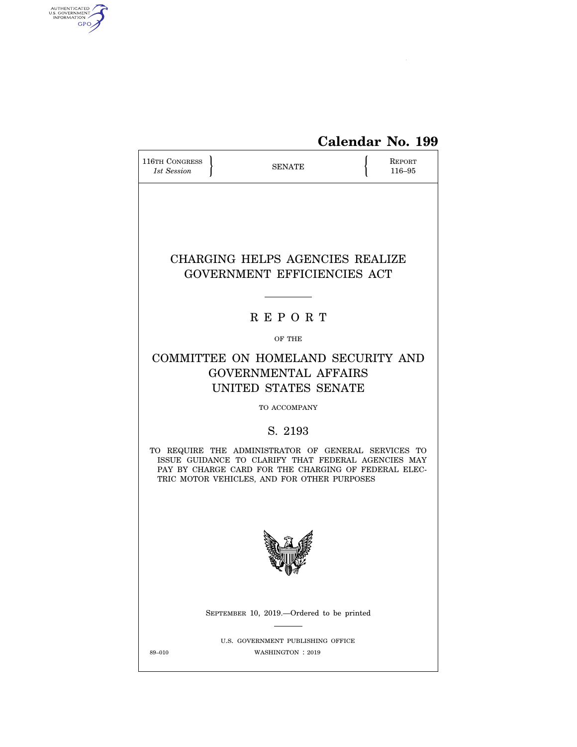**Calendar No. 199**

116TH CONGRESS
*1st Session*

SENATE

REPORT
116–95

# CHARGING HELPS AGENCIES REALIZE GOVERNMENT EFFICIENCIES ACT

## R E P O R T

OF THE

## COMMITTEE ON HOMELAND SECURITY AND GOVERNMENTAL AFFAIRS
## UNITED STATES SENATE

TO ACCOMPANY

## S. 2193

TO REQUIRE THE ADMINISTRATOR OF GENERAL SERVICES TO ISSUE GUIDANCE TO CLARIFY THAT FEDERAL AGENCIES MAY PAY BY CHARGE CARD FOR THE CHARGING OF FEDERAL ELECTRIC MOTOR VEHICLES, AND FOR OTHER PURPOSES

SEPTEMBER 10, 2019.—Ordered to be printed

U.S. GOVERNMENT PUBLISHING OFFICE
89–010 WASHINGTON : 2019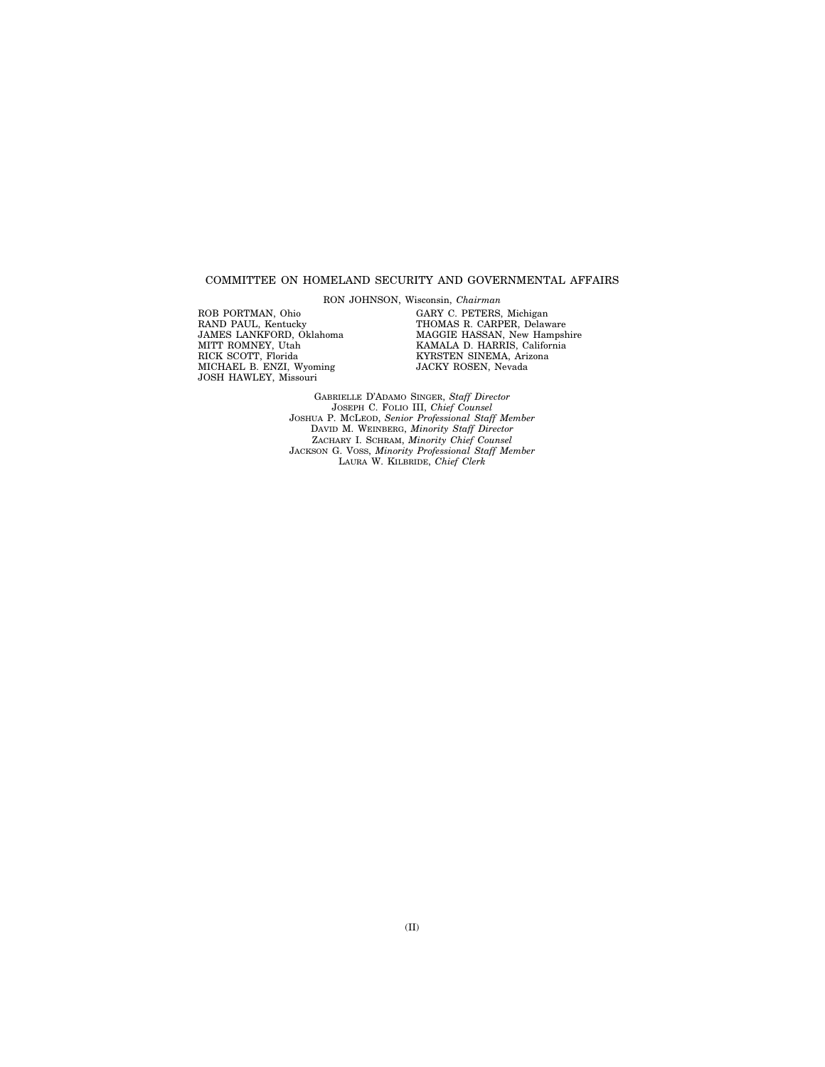COMMITTEE ON HOMELAND SECURITY AND GOVERNMENTAL AFFAIRS

RON JOHNSON, Wisconsin, *Chairman*

ROB PORTMAN, Ohio
RAND PAUL, Kentucky
JAMES LANKFORD, Oklahoma
MITT ROMNEY, Utah
RICK SCOTT, Florida
MICHAEL B. ENZI, Wyoming
JOSH HAWLEY, Missouri

GARY C. PETERS, Michigan
THOMAS R. CARPER, Delaware
MAGGIE HASSAN, New Hampshire
KAMALA D. HARRIS, California
KYRSTEN SINEMA, Arizona
JACKY ROSEN, Nevada

GABRIELLE D'ADAMO SINGER, *Staff Director*
JOSEPH C. FOLIO III, *Chief Counsel*
JOSHUA P. MCLEOD, *Senior Professional Staff Member*
DAVID M. WEINBERG, *Minority Staff Director*
ZACHARY I. SCHRAM, *Minority Chief Counsel*
JACKSON G. VOSS, *Minority Professional Staff Member*
LAURA W. KILBRIDE, *Chief Clerk*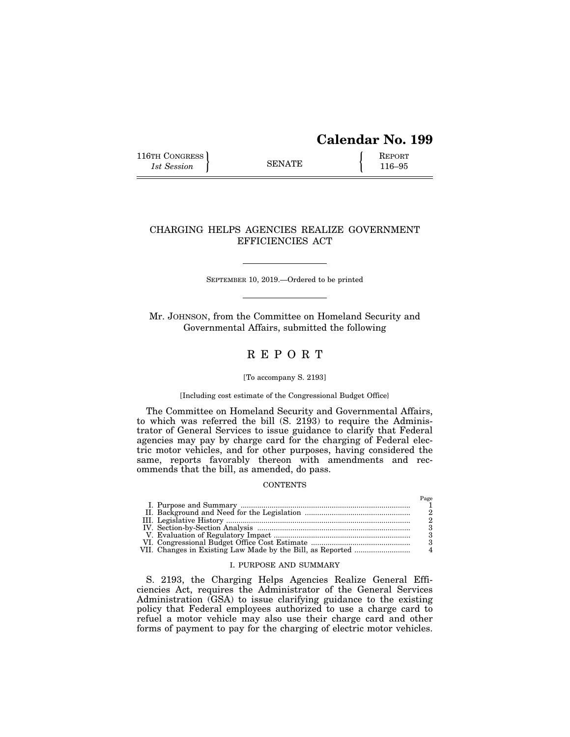# Calendar No. 199

116TH CONGRESS
*1st Session*

SENATE

REPORT
116–95

## CHARGING HELPS AGENCIES REALIZE GOVERNMENT EFFICIENCIES ACT

SEPTEMBER 10, 2019.—Ordered to be printed

Mr. JOHNSON, from the Committee on Homeland Security and Governmental Affairs, submitted the following

## R E P O R T

[To accompany S. 2193]

[Including cost estimate of the Congressional Budget Office}

The Committee on Homeland Security and Governmental Affairs, to which was referred the bill (S. 2193) to require the Administrator of General Services to issue guidance to clarify that Federal agencies may pay by charge card for the charging of Federal electric motor vehicles, and for other purposes, having considered the same, reports favorably thereon with amendments and recommends that the bill, as amended, do pass.

CONTENTS

| | Page |
|---|---|
| I. Purpose and Summary | 1 |
| II. Background and Need for the Legislation | 2 |
| III. Legislative History | 2 |
| IV. Section-by-Section Analysis | 3 |
| V. Evaluation of Regulatory Impact | 3 |
| VI. Congressional Budget Office Cost Estimate | 3 |
| VII. Changes in Existing Law Made by the Bill, as Reported | 4 |

### I. PURPOSE AND SUMMARY

S. 2193, the Charging Helps Agencies Realize General Efficiencies Act, requires the Administrator of the General Services Administration (GSA) to issue clarifying guidance to the existing policy that Federal employees authorized to use a charge card to refuel a motor vehicle may also use their charge card and other forms of payment to pay for the charging of electric motor vehicles.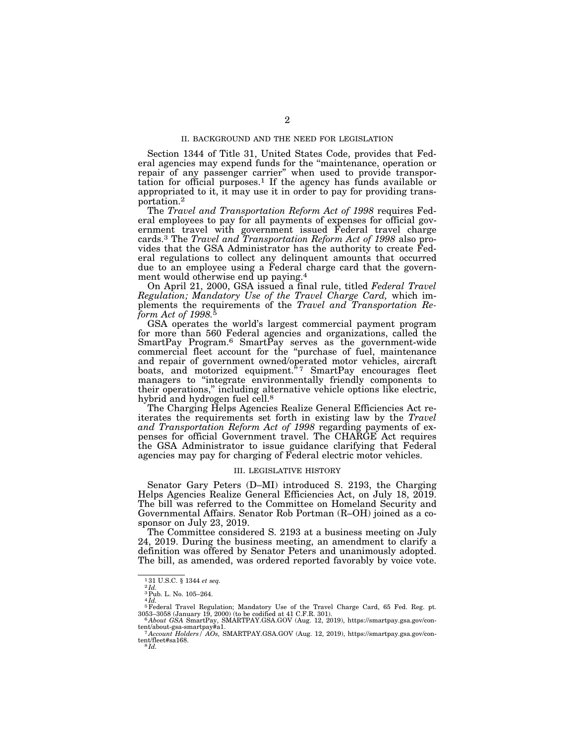## II. BACKGROUND AND THE NEED FOR LEGISLATION

Section 1344 of Title 31, United States Code, provides that Federal agencies may expend funds for the "maintenance, operation or repair of any passenger carrier" when used to provide transportation for official purposes.[1] If the agency has funds available or appropriated to it, it may use it in order to pay for providing transportation.[2]

The *Travel and Transportation Reform Act of 1998* requires Federal employees to pay for all payments of expenses for official government travel with government issued Federal travel charge cards.[3] The *Travel and Transportation Reform Act of 1998* also provides that the GSA Administrator has the authority to create Federal regulations to collect any delinquent amounts that occurred due to an employee using a Federal charge card that the government would otherwise end up paying.[4]

On April 21, 2000, GSA issued a final rule, titled *Federal Travel Regulation; Mandatory Use of the Travel Charge Card,* which implements the requirements of the *Travel and Transportation Reform Act of 1998.*[5]

GSA operates the world's largest commercial payment program for more than 560 Federal agencies and organizations, called the SmartPay Program.[6] SmartPay serves as the government-wide commercial fleet account for the "purchase of fuel, maintenance and repair of government owned/operated motor vehicles, aircraft boats, and motorized equipment."[7] SmartPay encourages fleet managers to "integrate environmentally friendly components to their operations," including alternative vehicle options like electric, hybrid and hydrogen fuel cell.[8]

The Charging Helps Agencies Realize General Efficiencies Act reiterates the requirements set forth in existing law by the *Travel and Transportation Reform Act of 1998* regarding payments of expenses for official Government travel. The CHARGE Act requires the GSA Administrator to issue guidance clarifying that Federal agencies may pay for charging of Federal electric motor vehicles.

## III. LEGISLATIVE HISTORY

Senator Gary Peters (D–MI) introduced S. 2193, the Charging Helps Agencies Realize General Efficiencies Act, on July 18, 2019. The bill was referred to the Committee on Homeland Security and Governmental Affairs. Senator Rob Portman (R–OH) joined as a cosponsor on July 23, 2019.

The Committee considered S. 2193 at a business meeting on July 24, 2019. During the business meeting, an amendment to clarify a definition was offered by Senator Peters and unanimously adopted. The bill, as amended, was ordered reported favorably by voice vote.

---

[1] 31 U.S.C. § 1344 *et seq.*

[2] *Id.*

[3] Pub. L. No. 105–264.

[4] *Id.*

[5] Federal Travel Regulation; Mandatory Use of the Travel Charge Card, 65 Fed. Reg. pt. 3053–3058 (January 19, 2000) (to be codified at 41 C.F.R. 301).

[6] *About GSA* SmartPay, SMARTPAY.GSA.GOV (Aug. 12, 2019), https://smartpay.gsa.gov/content/about-gsa-smartpay#a1.

[7] *Account Holders / AOs,* SMARTPAY.GSA.GOV (Aug. 12, 2019), https://smartpay.gsa.gov/content/fleet#sa168.

[8] *Id.*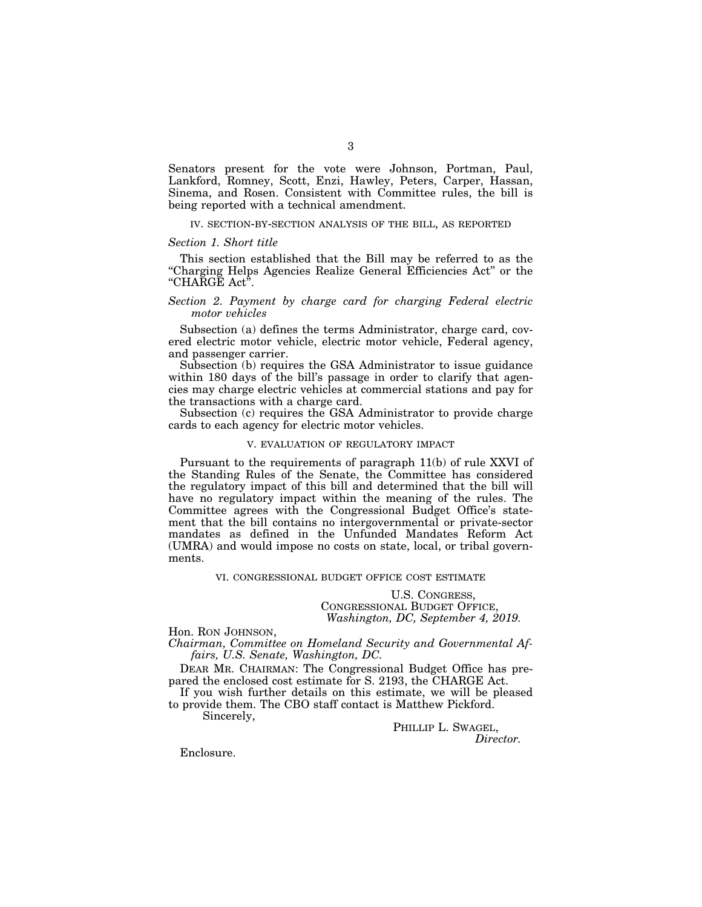Senators present for the vote were Johnson, Portman, Paul, Lankford, Romney, Scott, Enzi, Hawley, Peters, Carper, Hassan, Sinema, and Rosen. Consistent with Committee rules, the bill is being reported with a technical amendment.

## IV. SECTION-BY-SECTION ANALYSIS OF THE BILL, AS REPORTED

### *Section 1. Short title*

This section established that the Bill may be referred to as the "Charging Helps Agencies Realize General Efficiencies Act" or the "CHARGE Act".

### *Section 2. Payment by charge card for charging Federal electric motor vehicles*

Subsection (a) defines the terms Administrator, charge card, covered electric motor vehicle, electric motor vehicle, Federal agency, and passenger carrier.

Subsection (b) requires the GSA Administrator to issue guidance within 180 days of the bill's passage in order to clarify that agencies may charge electric vehicles at commercial stations and pay for the transactions with a charge card.

Subsection (c) requires the GSA Administrator to provide charge cards to each agency for electric motor vehicles.

## V. EVALUATION OF REGULATORY IMPACT

Pursuant to the requirements of paragraph 11(b) of rule XXVI of the Standing Rules of the Senate, the Committee has considered the regulatory impact of this bill and determined that the bill will have no regulatory impact within the meaning of the rules. The Committee agrees with the Congressional Budget Office's statement that the bill contains no intergovernmental or private-sector mandates as defined in the Unfunded Mandates Reform Act (UMRA) and would impose no costs on state, local, or tribal governments.

## VI. CONGRESSIONAL BUDGET OFFICE COST ESTIMATE

U.S. CONGRESS,
CONGRESSIONAL BUDGET OFFICE,
*Washington, DC, September 4, 2019.*

Hon. RON JOHNSON,
*Chairman, Committee on Homeland Security and Governmental Affairs, U.S. Senate, Washington, DC.*

DEAR MR. CHAIRMAN: The Congressional Budget Office has prepared the enclosed cost estimate for S. 2193, the CHARGE Act.

If you wish further details on this estimate, we will be pleased to provide them. The CBO staff contact is Matthew Pickford.

Sincerely,

PHILLIP L. SWAGEL,
*Director.*

Enclosure.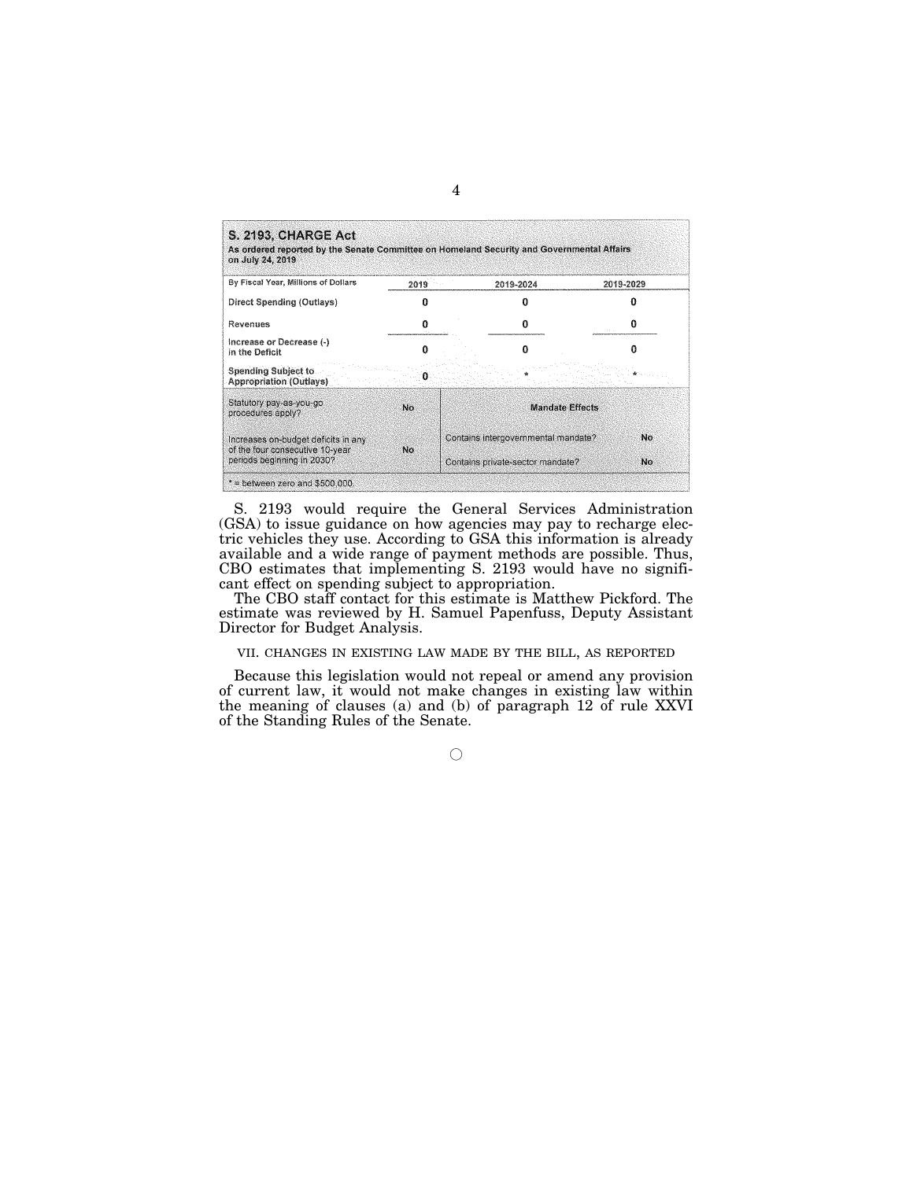**S. 2193, CHARGE Act**

**As ordered reported by the Senate Committee on Homeland Security and Governmental Affairs on July 24, 2019**

| By Fiscal Year, Millions of Dollars | 2019 | 2019-2024 | 2019-2029 |
|---|---|---|---|
| Direct Spending (Outlays) | 0 | 0 | 0 |
| Revenues | 0 | 0 | 0 |
| Increase or Decrease (-) in the Deficit | 0 | 0 | 0 |
| Spending Subject to Appropriation (Outlays) | 0 | * | * |

| | | | |
|---|---|---|---|
| Statutory pay-as-you-go procedures apply? | No | **Mandate Effects** | |
| Increases on-budget deficits in any of the four consecutive 10-year periods beginning in 2030? | No | Contains intergovernmental mandate? | No |
| | | Contains private-sector mandate? | No |

* = between zero and $500,000

S. 2193 would require the General Services Administration (GSA) to issue guidance on how agencies may pay to recharge electric vehicles they use. According to GSA this information is already available and a wide range of payment methods are possible. Thus, CBO estimates that implementing S. 2193 would have no significant effect on spending subject to appropriation.

The CBO staff contact for this estimate is Matthew Pickford. The estimate was reviewed by H. Samuel Papenfuss, Deputy Assistant Director for Budget Analysis.

## VII. CHANGES IN EXISTING LAW MADE BY THE BILL, AS REPORTED

Because this legislation would not repeal or amend any provision of current law, it would not make changes in existing law within the meaning of clauses (a) and (b) of paragraph 12 of rule XXVI of the Standing Rules of the Senate.

○